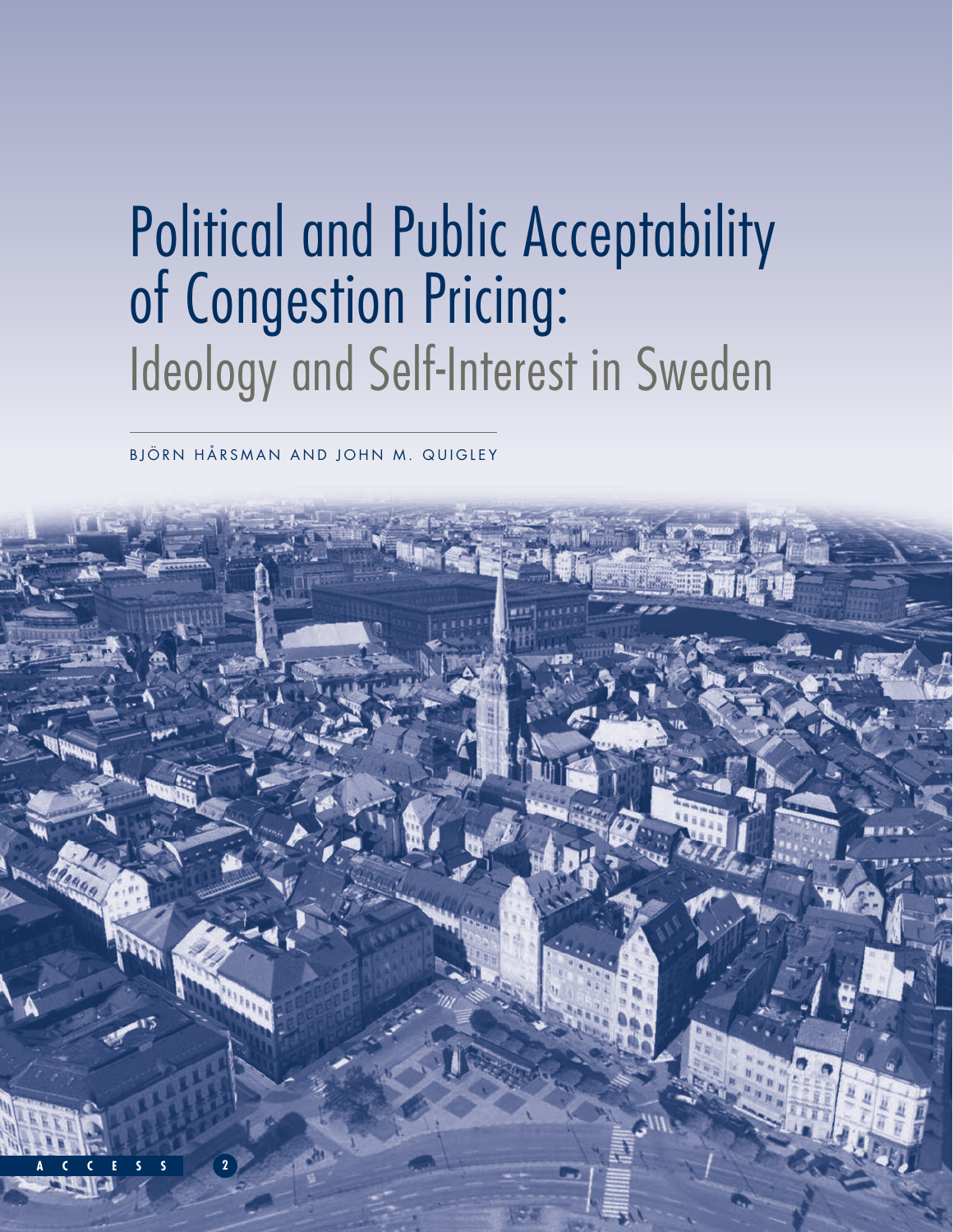# Political and Public Acceptability of Congestion Pricing:
## Ideology and Self-Interest in Sweden

BJÖRN HÅRSMAN AND JOHN M. QUIGLEY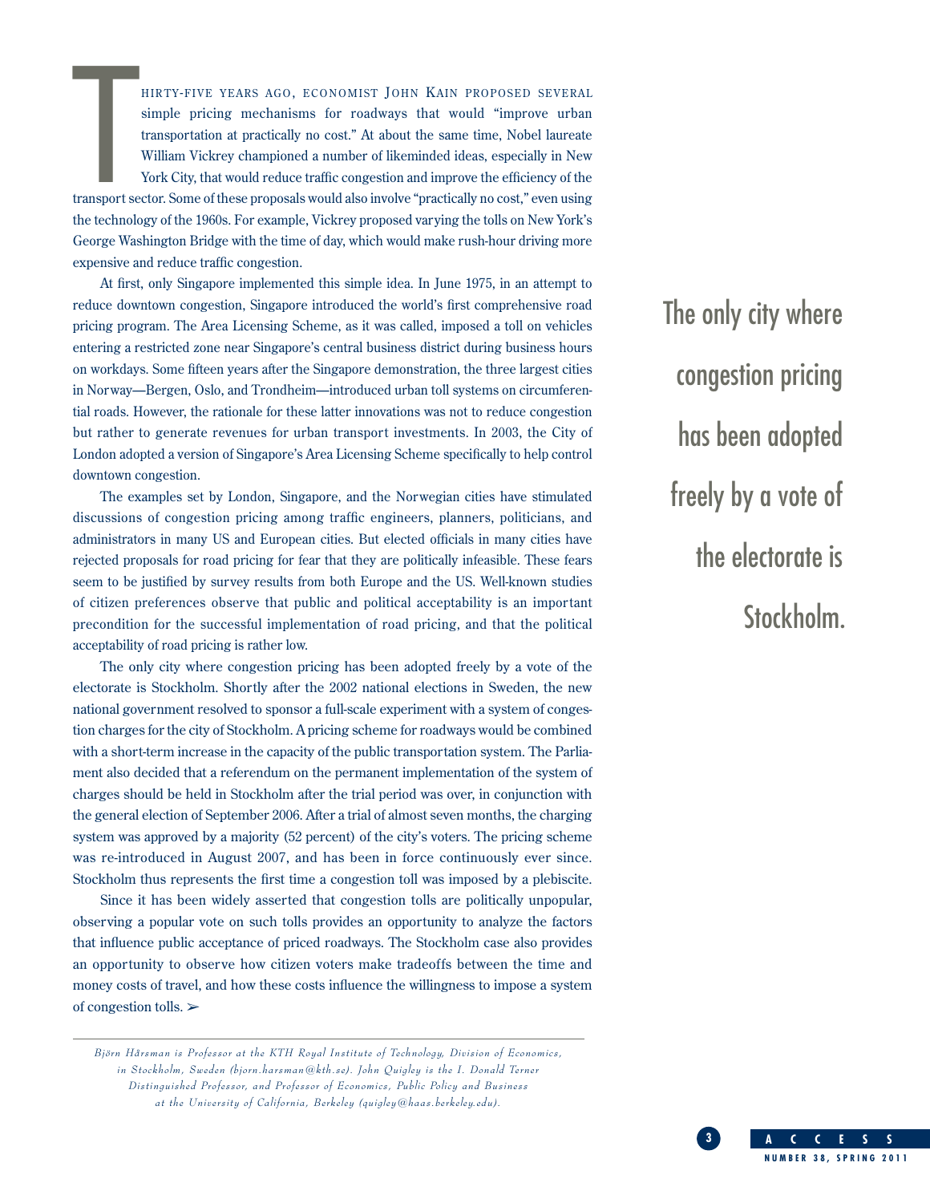THIRTY-FIVE YEARS AGO, ECONOMIST JOHN KAIN PROPOSED SEVERAL simple pricing mechanisms for roadways that would "improve urban transportation at practically no cost." At about the same time, Nobel laureate William Vickrey championed a number of likeminded ideas, especially in New York City, that would reduce traffic congestion and improve the efficiency of the transport sector. Some of these proposals would also involve "practically no cost," even using the technology of the 1960s. For example, Vickrey proposed varying the tolls on New York's George Washington Bridge with the time of day, which would make rush-hour driving more expensive and reduce traffic congestion.

At first, only Singapore implemented this simple idea. In June 1975, in an attempt to reduce downtown congestion, Singapore introduced the world's first comprehensive road pricing program. The Area Licensing Scheme, as it was called, imposed a toll on vehicles entering a restricted zone near Singapore's central business district during business hours on workdays. Some fifteen years after the Singapore demonstration, the three largest cities in Norway—Bergen, Oslo, and Trondheim—introduced urban toll systems on circumferential roads. However, the rationale for these latter innovations was not to reduce congestion but rather to generate revenues for urban transport investments. In 2003, the City of London adopted a version of Singapore's Area Licensing Scheme specifically to help control downtown congestion.

The examples set by London, Singapore, and the Norwegian cities have stimulated discussions of congestion pricing among traffic engineers, planners, politicians, and administrators in many US and European cities. But elected officials in many cities have rejected proposals for road pricing for fear that they are politically infeasible. These fears seem to be justified by survey results from both Europe and the US. Well-known studies of citizen preferences observe that public and political acceptability is an important precondition for the successful implementation of road pricing, and that the political acceptability of road pricing is rather low.

The only city where congestion pricing has been adopted freely by a vote of the electorate is Stockholm. Shortly after the 2002 national elections in Sweden, the new national government resolved to sponsor a full-scale experiment with a system of congestion charges for the city of Stockholm. A pricing scheme for roadways would be combined with a short-term increase in the capacity of the public transportation system. The Parliament also decided that a referendum on the permanent implementation of the system of charges should be held in Stockholm after the trial period was over, in conjunction with the general election of September 2006. After a trial of almost seven months, the charging system was approved by a majority (52 percent) of the city's voters. The pricing scheme was re-introduced in August 2007, and has been in force continuously ever since. Stockholm thus represents the first time a congestion toll was imposed by a plebiscite.

Since it has been widely asserted that congestion tolls are politically unpopular, observing a popular vote on such tolls provides an opportunity to analyze the factors that influence public acceptance of priced roadways. The Stockholm case also provides an opportunity to observe how citizen voters make tradeoffs between the time and money costs of travel, and how these costs influence the willingness to impose a system of congestion tolls. ➢

> The only city where congestion pricing has been adopted freely by a vote of the electorate is Stockholm.

---

*Björn Hårsman is Professor at the KTH Royal Institute of Technology, Division of Economics, in Stockholm, Sweden (bjorn.harsman@kth.se). John Quigley is the I. Donald Terner Distinguished Professor, and Professor of Economics, Public Policy and Business at the University of California, Berkeley (quigley@haas.berkeley.edu).*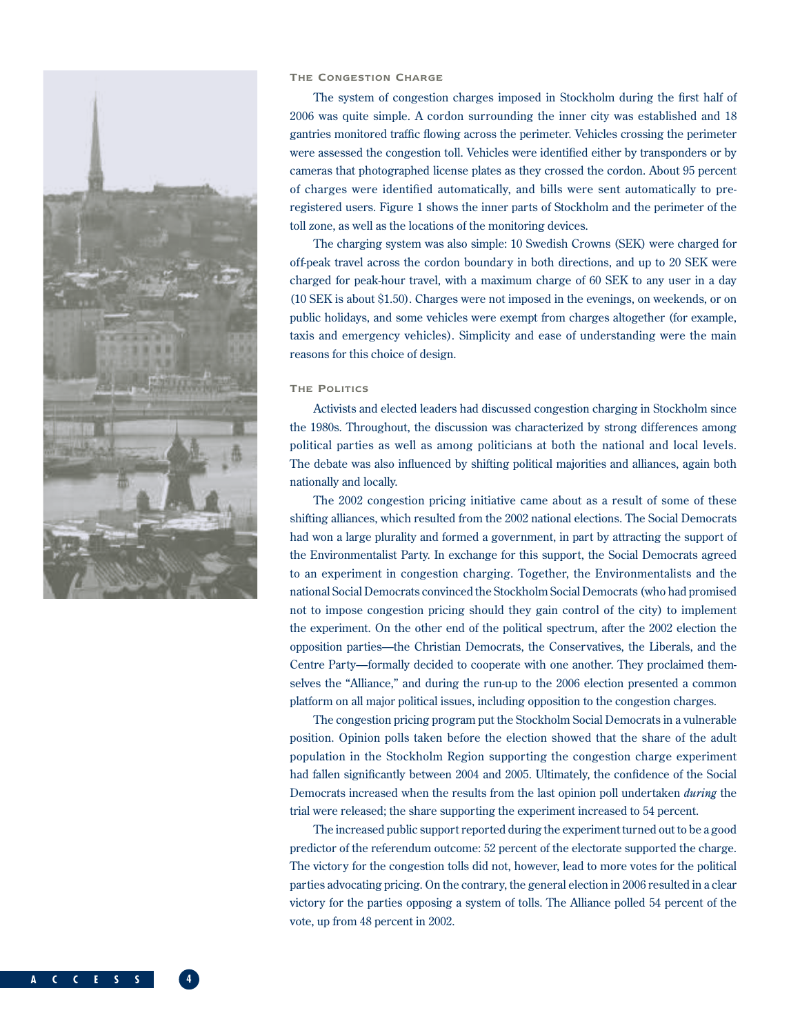## The Congestion Charge

The system of congestion charges imposed in Stockholm during the first half of 2006 was quite simple. A cordon surrounding the inner city was established and 18 gantries monitored traffic flowing across the perimeter. Vehicles crossing the perimeter were assessed the congestion toll. Vehicles were identified either by transponders or by cameras that photographed license plates as they crossed the cordon. About 95 percent of charges were identified automatically, and bills were sent automatically to pre-registered users. Figure 1 shows the inner parts of Stockholm and the perimeter of the toll zone, as well as the locations of the monitoring devices.

The charging system was also simple: 10 Swedish Crowns (SEK) were charged for off-peak travel across the cordon boundary in both directions, and up to 20 SEK were charged for peak-hour travel, with a maximum charge of 60 SEK to any user in a day (10 SEK is about $1.50). Charges were not imposed in the evenings, on weekends, or on public holidays, and some vehicles were exempt from charges altogether (for example, taxis and emergency vehicles). Simplicity and ease of understanding were the main reasons for this choice of design.

## The Politics

Activists and elected leaders had discussed congestion charging in Stockholm since the 1980s. Throughout, the discussion was characterized by strong differences among political parties as well as among politicians at both the national and local levels. The debate was also influenced by shifting political majorities and alliances, again both nationally and locally.

The 2002 congestion pricing initiative came about as a result of some of these shifting alliances, which resulted from the 2002 national elections. The Social Democrats had won a large plurality and formed a government, in part by attracting the support of the Environmentalist Party. In exchange for this support, the Social Democrats agreed to an experiment in congestion charging. Together, the Environmentalists and the national Social Democrats convinced the Stockholm Social Democrats (who had promised not to impose congestion pricing should they gain control of the city) to implement the experiment. On the other end of the political spectrum, after the 2002 election the opposition parties—the Christian Democrats, the Conservatives, the Liberals, and the Centre Party—formally decided to cooperate with one another. They proclaimed themselves the "Alliance," and during the run-up to the 2006 election presented a common platform on all major political issues, including opposition to the congestion charges.

The congestion pricing program put the Stockholm Social Democrats in a vulnerable position. Opinion polls taken before the election showed that the share of the adult population in the Stockholm Region supporting the congestion charge experiment had fallen significantly between 2004 and 2005. Ultimately, the confidence of the Social Democrats increased when the results from the last opinion poll undertaken *during* the trial were released; the share supporting the experiment increased to 54 percent.

The increased public support reported during the experiment turned out to be a good predictor of the referendum outcome: 52 percent of the electorate supported the charge. The victory for the congestion tolls did not, however, lead to more votes for the political parties advocating pricing. On the contrary, the general election in 2006 resulted in a clear victory for the parties opposing a system of tolls. The Alliance polled 54 percent of the vote, up from 48 percent in 2002.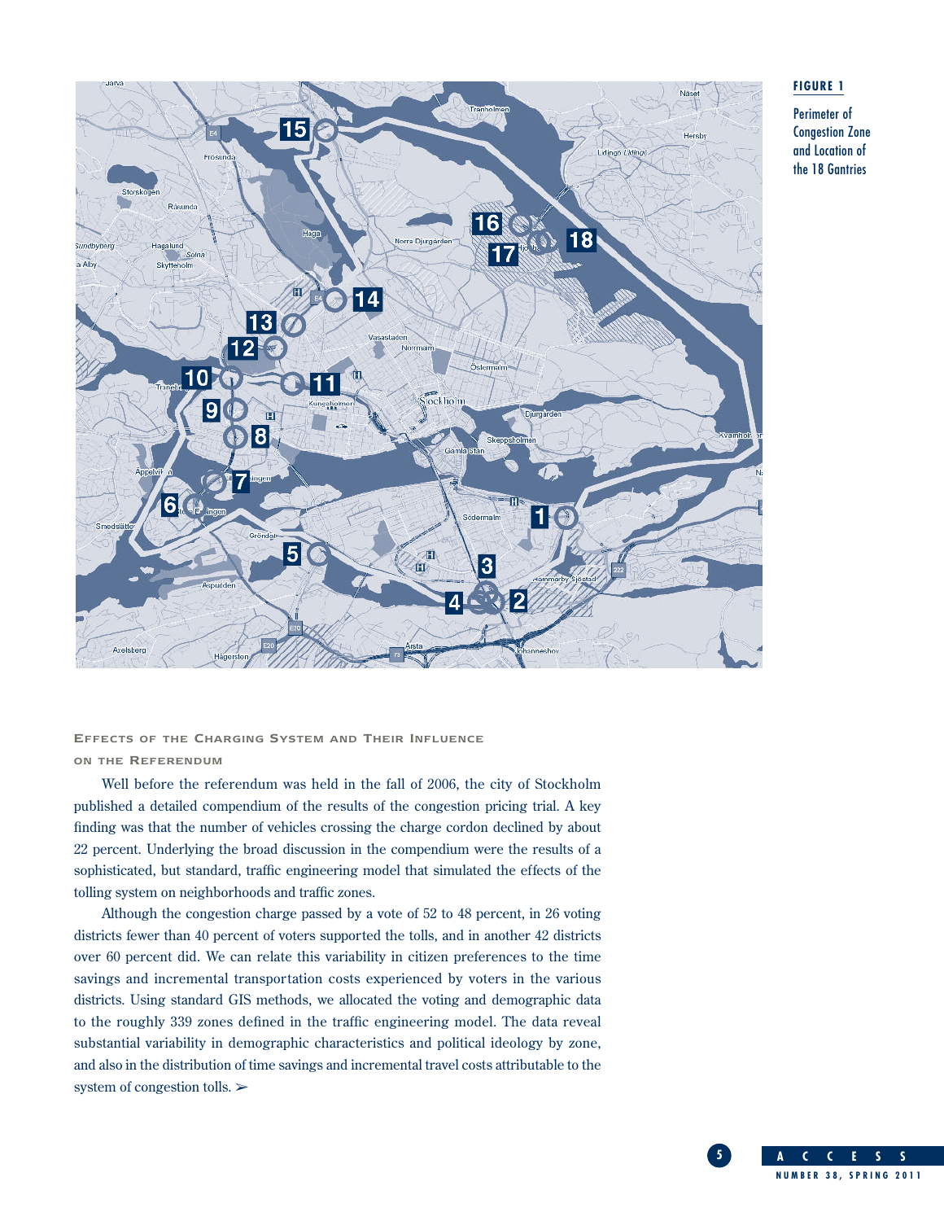**FIGURE 1**

Perimeter of Congestion Zone and Location of the 18 Gantries

## Effects of the Charging System and Their Influence on the Referendum

Well before the referendum was held in the fall of 2006, the city of Stockholm published a detailed compendium of the results of the congestion pricing trial. A key finding was that the number of vehicles crossing the charge cordon declined by about 22 percent. Underlying the broad discussion in the compendium were the results of a sophisticated, but standard, traffic engineering model that simulated the effects of the tolling system on neighborhoods and traffic zones.

Although the congestion charge passed by a vote of 52 to 48 percent, in 26 voting districts fewer than 40 percent of voters supported the tolls, and in another 42 districts over 60 percent did. We can relate this variability in citizen preferences to the time savings and incremental transportation costs experienced by voters in the various districts. Using standard GIS methods, we allocated the voting and demographic data to the roughly 339 zones defined in the traffic engineering model. The data reveal substantial variability in demographic characteristics and political ideology by zone, and also in the distribution of time savings and incremental travel costs attributable to the system of congestion tolls. ➢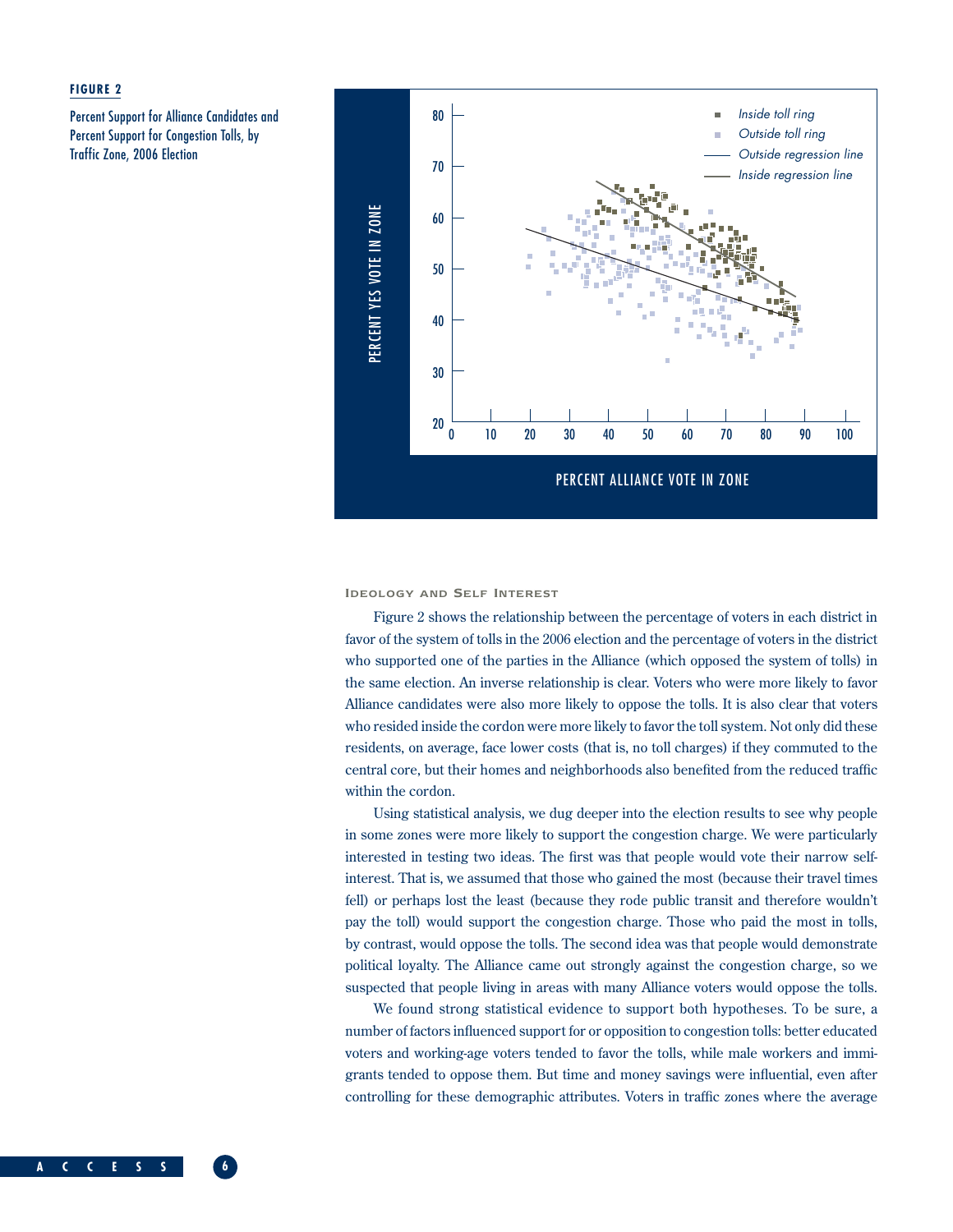**FIGURE 2**

Percent Support for Alliance Candidates and Percent Support for Congestion Tolls, by Traffic Zone, 2006 Election

### Ideology and Self Interest

Figure 2 shows the relationship between the percentage of voters in each district in favor of the system of tolls in the 2006 election and the percentage of voters in the district who supported one of the parties in the Alliance (which opposed the system of tolls) in the same election. An inverse relationship is clear. Voters who were more likely to favor Alliance candidates were also more likely to oppose the tolls. It is also clear that voters who resided inside the cordon were more likely to favor the toll system. Not only did these residents, on average, face lower costs (that is, no toll charges) if they commuted to the central core, but their homes and neighborhoods also benefited from the reduced traffic within the cordon.

Using statistical analysis, we dug deeper into the election results to see why people in some zones were more likely to support the congestion charge. We were particularly interested in testing two ideas. The first was that people would vote their narrow self-interest. That is, we assumed that those who gained the most (because their travel times fell) or perhaps lost the least (because they rode public transit and therefore wouldn't pay the toll) would support the congestion charge. Those who paid the most in tolls, by contrast, would oppose the tolls. The second idea was that people would demonstrate political loyalty. The Alliance came out strongly against the congestion charge, so we suspected that people living in areas with many Alliance voters would oppose the tolls.

We found strong statistical evidence to support both hypotheses. To be sure, a number of factors influenced support for or opposition to congestion tolls: better educated voters and working-age voters tended to favor the tolls, while male workers and immigrants tended to oppose them. But time and money savings were influential, even after controlling for these demographic attributes. Voters in traffic zones where the average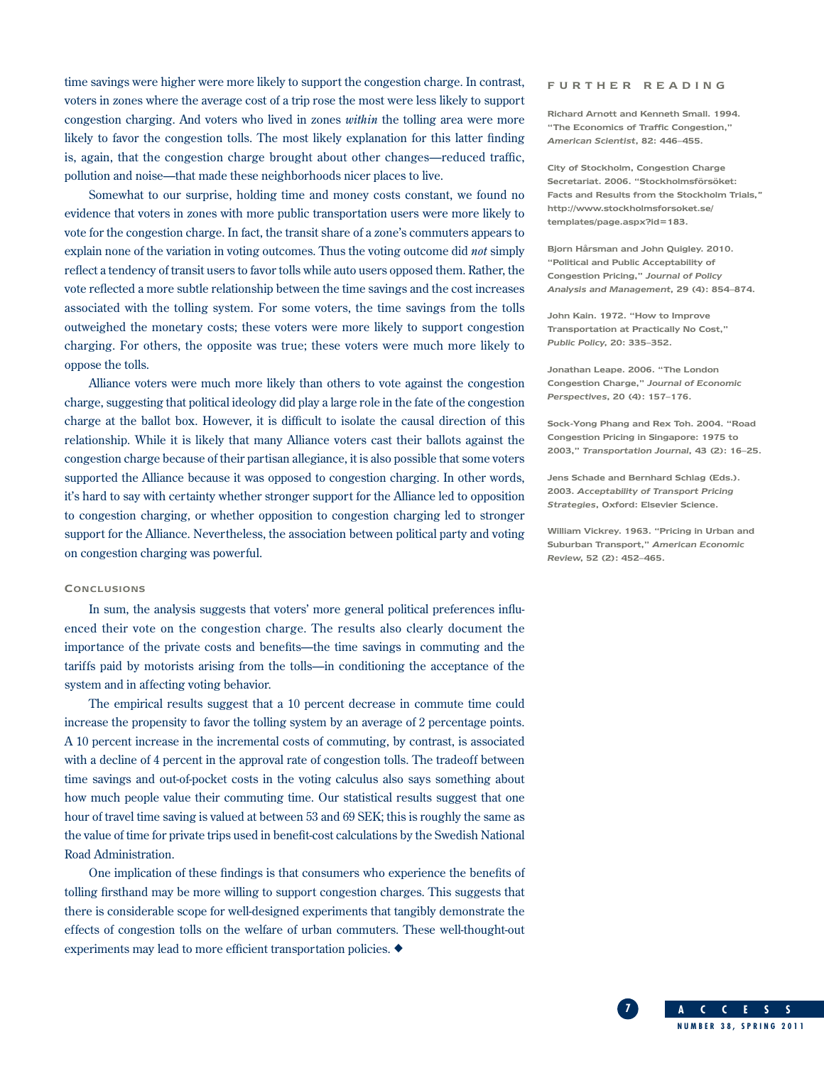time savings were higher were more likely to support the congestion charge. In contrast, voters in zones where the average cost of a trip rose the most were less likely to support congestion charging. And voters who lived in zones *within* the tolling area were more likely to favor the congestion tolls. The most likely explanation for this latter finding is, again, that the congestion charge brought about other changes—reduced traffic, pollution and noise—that made these neighborhoods nicer places to live.

Somewhat to our surprise, holding time and money costs constant, we found no evidence that voters in zones with more public transportation users were more likely to vote for the congestion charge. In fact, the transit share of a zone's commuters appears to explain none of the variation in voting outcomes. Thus the voting outcome did *not* simply reflect a tendency of transit users to favor tolls while auto users opposed them. Rather, the vote reflected a more subtle relationship between the time savings and the cost increases associated with the tolling system. For some voters, the time savings from the tolls outweighed the monetary costs; these voters were more likely to support congestion charging. For others, the opposite was true; these voters were much more likely to oppose the tolls.

Alliance voters were much more likely than others to vote against the congestion charge, suggesting that political ideology did play a large role in the fate of the congestion charge at the ballot box. However, it is difficult to isolate the causal direction of this relationship. While it is likely that many Alliance voters cast their ballots against the congestion charge because of their partisan allegiance, it is also possible that some voters supported the Alliance because it was opposed to congestion charging. In other words, it's hard to say with certainty whether stronger support for the Alliance led to opposition to congestion charging, or whether opposition to congestion charging led to stronger support for the Alliance. Nevertheless, the association between political party and voting on congestion charging was powerful.

## Conclusions

In sum, the analysis suggests that voters' more general political preferences influenced their vote on the congestion charge. The results also clearly document the importance of the private costs and benefits—the time savings in commuting and the tariffs paid by motorists arising from the tolls—in conditioning the acceptance of the system and in affecting voting behavior.

The empirical results suggest that a 10 percent decrease in commute time could increase the propensity to favor the tolling system by an average of 2 percentage points. A 10 percent increase in the incremental costs of commuting, by contrast, is associated with a decline of 4 percent in the approval rate of congestion tolls. The tradeoff between time savings and out-of-pocket costs in the voting calculus also says something about how much people value their commuting time. Our statistical results suggest that one hour of travel time saving is valued at between 53 and 69 SEK; this is roughly the same as the value of time for private trips used in benefit-cost calculations by the Swedish National Road Administration.

One implication of these findings is that consumers who experience the benefits of tolling firsthand may be more willing to support congestion charges. This suggests that there is considerable scope for well-designed experiments that tangibly demonstrate the effects of congestion tolls on the welfare of urban commuters. These well-thought-out experiments may lead to more efficient transportation policies. ◆

## Further Reading

Richard Arnott and Kenneth Small. 1994. "The Economics of Traffic Congestion," *American Scientist*, 82: 446–455.

City of Stockholm, Congestion Charge Secretariat. 2006. "Stockholmsförsöket: Facts and Results from the Stockholm Trials," http://www.stockholmsforsoket.se/templates/page.aspx?id=183.

Bjorn Hårsman and John Quigley. 2010. "Political and Public Acceptability of Congestion Pricing," *Journal of Policy Analysis and Management*, 29 (4): 854–874.

John Kain. 1972. "How to Improve Transportation at Practically No Cost," *Public Policy*, 20: 335–352.

Jonathan Leape. 2006. "The London Congestion Charge," *Journal of Economic Perspectives*, 20 (4): 157–176.

Sock-Yong Phang and Rex Toh. 2004. "Road Congestion Pricing in Singapore: 1975 to 2003," *Transportation Journal*, 43 (2): 16–25.

Jens Schade and Bernhard Schlag (Eds.). 2003. *Acceptability of Transport Pricing Strategies*, Oxford: Elsevier Science.

William Vickrey. 1963. "Pricing in Urban and Suburban Transport," *American Economic Review*, 52 (2): 452–465.